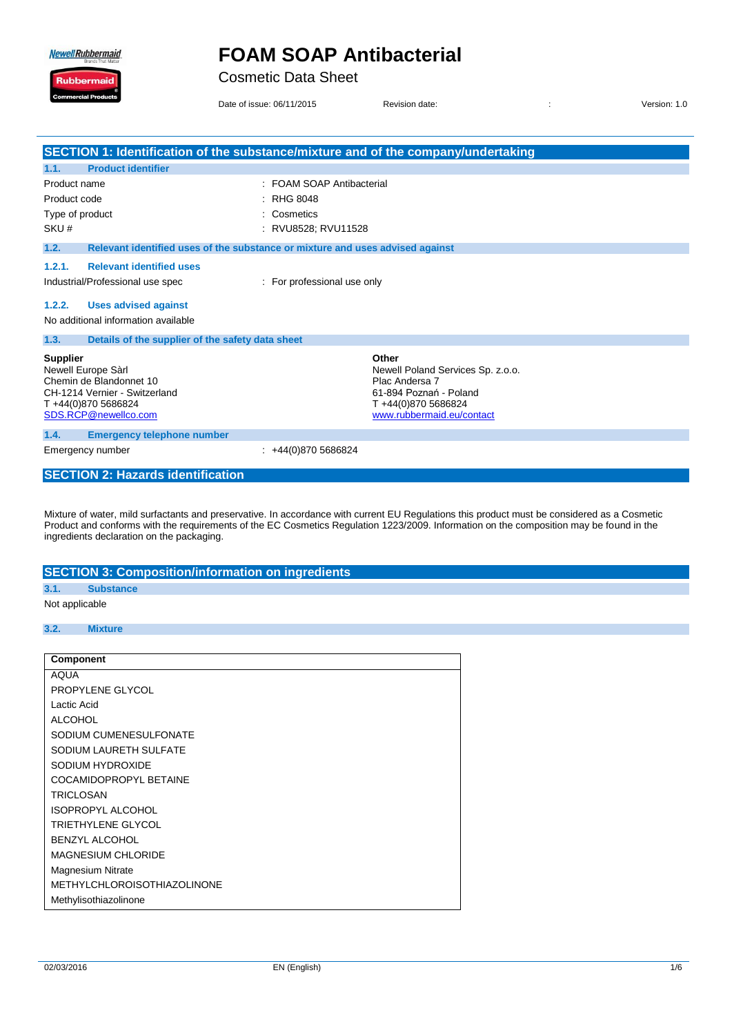# FOAM SOAP Antibacterial

Cosmetic Data Sheet

Date of issue: 06/11/2015 Revision date: : Version: 1.0

## SECTION 1: Identification of the substance/mixture and of the company/undertaking

### 1.1. Product identifier

| | |
|---|---|
| Product name | : FOAM SOAP Antibacterial |
| Product code | : RHG 8048 |
| Type of product | : Cosmetics |
| SKU # | : RVU8528; RVU11528 |

### 1.2. Relevant identified uses of the substance or mixture and uses advised against

#### 1.2.1. Relevant identified uses

Industrial/Professional use spec : For professional use only

#### 1.2.2. Uses advised against

No additional information available

### 1.3. Details of the supplier of the safety data sheet

**Supplier**
Newell Europe Sàrl
Chemin de Blandonnet 10
CH-1214 Vernier - Switzerland
T +44(0)870 5686824
SDS.RCP@newellco.com

**Other**
Newell Poland Services Sp. z.o.o.
Plac Andersa 7
61-894 Poznań - Poland
T +44(0)870 5686824
www.rubbermaid.eu/contact

### 1.4. Emergency telephone number

Emergency number : +44(0)870 5686824

## SECTION 2: Hazards identification

Mixture of water, mild surfactants and preservative. In accordance with current EU Regulations this product must be considered as a Cosmetic Product and conforms with the requirements of the EC Cosmetics Regulation 1223/2009. Information on the composition may be found in the ingredients declaration on the packaging.

## SECTION 3: Composition/information on ingredients

### 3.1. Substance

Not applicable

### 3.2. Mixture

| Component |
|---|
| AQUA |
| PROPYLENE GLYCOL |
| Lactic Acid |
| ALCOHOL |
| SODIUM CUMENESULFONATE |
| SODIUM LAURETH SULFATE |
| SODIUM HYDROXIDE |
| COCAMIDOPROPYL BETAINE |
| TRICLOSAN |
| ISOPROPYL ALCOHOL |
| TRIETHYLENE GLYCOL |
| BENZYL ALCOHOL |
| MAGNESIUM CHLORIDE |
| Magnesium Nitrate |
| METHYLCHLOROISOTHIAZOLINONE |
| Methylisothiazolinone |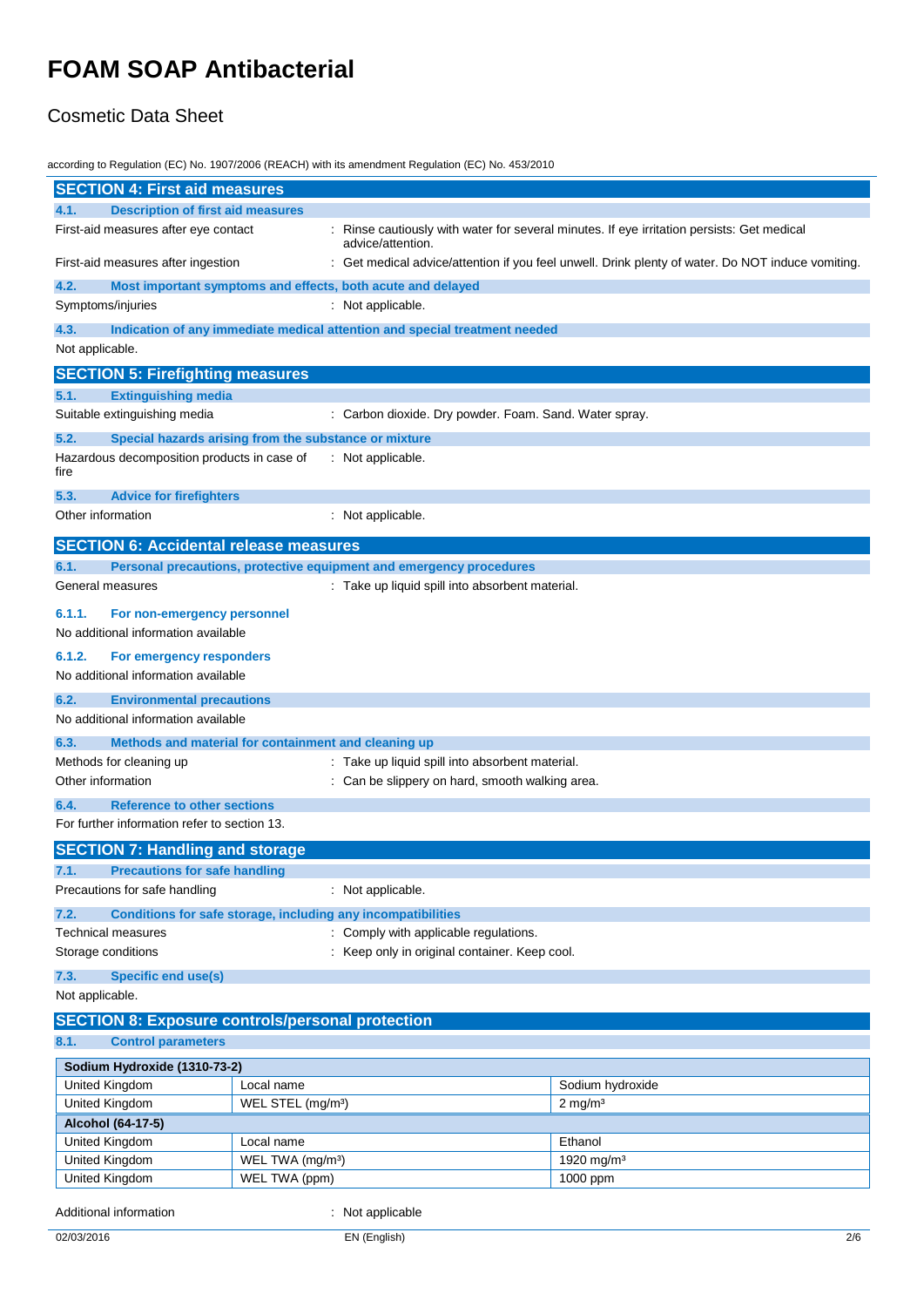## SECTION 4: First aid measures

### 4.1. Description of first aid measures

First-aid measures after eye contact : Rinse cautiously with water for several minutes. If eye irritation persists: Get medical advice/attention.

First-aid measures after ingestion : Get medical advice/attention if you feel unwell. Drink plenty of water. Do NOT induce vomiting.

### 4.2. Most important symptoms and effects, both acute and delayed

Symptoms/injuries : Not applicable.

### 4.3. Indication of any immediate medical attention and special treatment needed

Not applicable.

## SECTION 5: Firefighting measures

### 5.1. Extinguishing media

Suitable extinguishing media : Carbon dioxide. Dry powder. Foam. Sand. Water spray.

### 5.2. Special hazards arising from the substance or mixture

Hazardous decomposition products in case of fire : Not applicable.

### 5.3. Advice for firefighters

Other information : Not applicable.

## SECTION 6: Accidental release measures

### 6.1. Personal precautions, protective equipment and emergency procedures

General measures : Take up liquid spill into absorbent material.

#### 6.1.1. For non-emergency personnel

No additional information available

#### 6.1.2. For emergency responders

No additional information available

### 6.2. Environmental precautions

No additional information available

### 6.3. Methods and material for containment and cleaning up

Methods for cleaning up : Take up liquid spill into absorbent material.

Other information : Can be slippery on hard, smooth walking area.

### 6.4. Reference to other sections

For further information refer to section 13.

## SECTION 7: Handling and storage

### 7.1. Precautions for safe handling

Precautions for safe handling : Not applicable.

### 7.2. Conditions for safe storage, including any incompatibilities

Technical measures : Comply with applicable regulations.

Storage conditions : Keep only in original container. Keep cool.

### 7.3. Specific end use(s)

Not applicable.

## SECTION 8: Exposure controls/personal protection

### 8.1. Control parameters

| Sodium Hydroxide (1310-73-2) | | |
|---|---|---|
| United Kingdom | Local name | Sodium hydroxide |
| United Kingdom | WEL STEL (mg/m³) | 2 mg/m³ |
| **Alcohol (64-17-5)** | | |
| United Kingdom | Local name | Ethanol |
| United Kingdom | WEL TWA (mg/m³) | 1920 mg/m³ |
| United Kingdom | WEL TWA (ppm) | 1000 ppm |

Additional information : Not applicable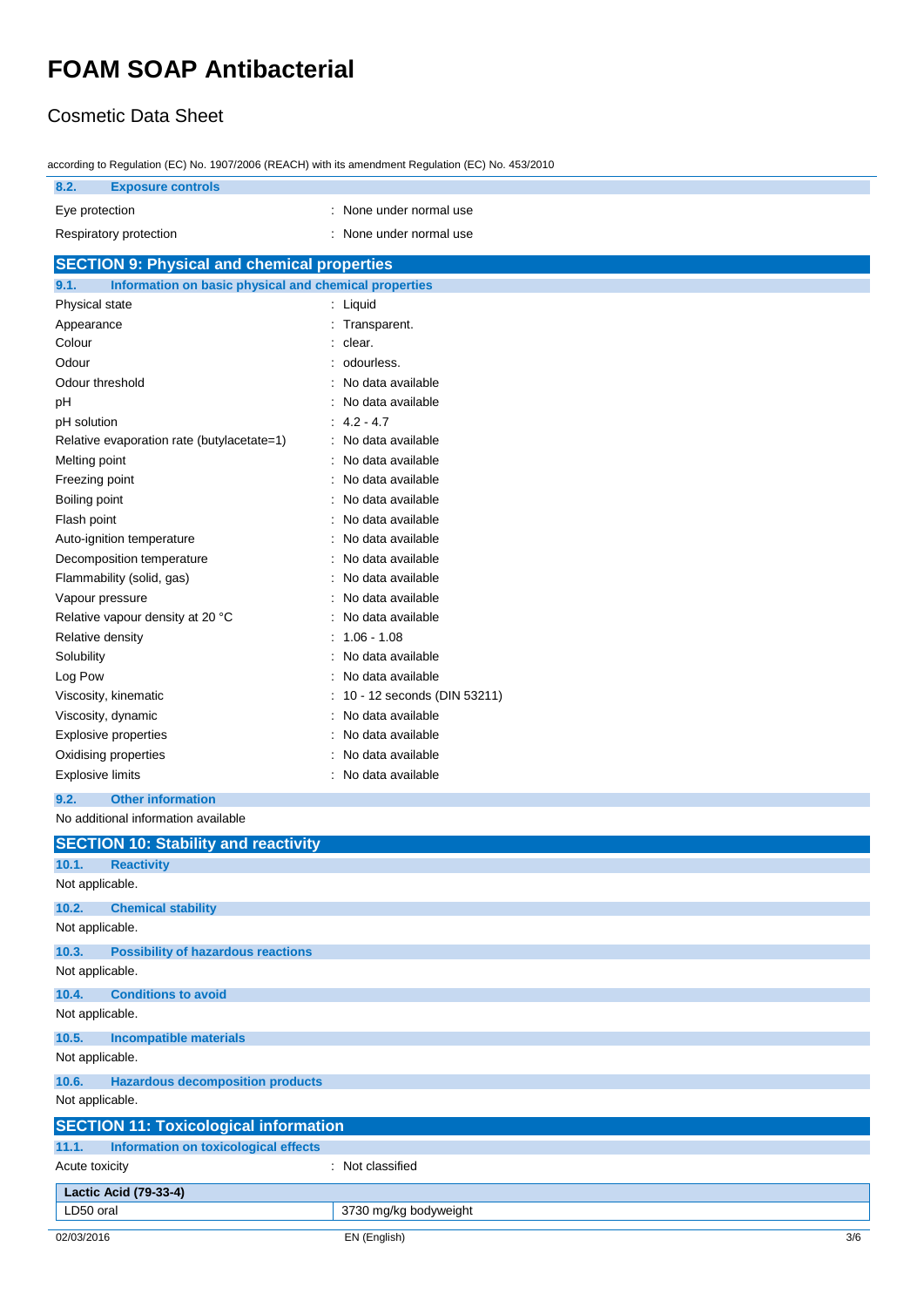according to Regulation (EC) No. 1907/2006 (REACH) with its amendment Regulation (EC) No. 453/2010

### 8.2. Exposure controls

| | |
|---|---|
| Eye protection | : None under normal use |
| Respiratory protection | : None under normal use |

## SECTION 9: Physical and chemical properties

### 9.1. Information on basic physical and chemical properties

| | |
|---|---|
| Physical state | : Liquid |
| Appearance | : Transparent. |
| Colour | : clear. |
| Odour | : odourless. |
| Odour threshold | : No data available |
| pH | : No data available |
| pH solution | : 4.2 - 4.7 |
| Relative evaporation rate (butylacetate=1) | : No data available |
| Melting point | : No data available |
| Freezing point | : No data available |
| Boiling point | : No data available |
| Flash point | : No data available |
| Auto-ignition temperature | : No data available |
| Decomposition temperature | : No data available |
| Flammability (solid, gas) | : No data available |
| Vapour pressure | : No data available |
| Relative vapour density at 20 °C | : No data available |
| Relative density | : 1.06 - 1.08 |
| Solubility | : No data available |
| Log Pow | : No data available |
| Viscosity, kinematic | : 10 - 12 seconds (DIN 53211) |
| Viscosity, dynamic | : No data available |
| Explosive properties | : No data available |
| Oxidising properties | : No data available |
| Explosive limits | : No data available |

### 9.2. Other information

No additional information available

## SECTION 10: Stability and reactivity

### 10.1. Reactivity

Not applicable.

### 10.2. Chemical stability

Not applicable.

### 10.3. Possibility of hazardous reactions

Not applicable.

### 10.4. Conditions to avoid

Not applicable.

### 10.5. Incompatible materials

Not applicable.

### 10.6. Hazardous decomposition products

Not applicable.

## SECTION 11: Toxicological information

### 11.1. Information on toxicological effects

| | |
|---|---|
| Acute toxicity | : Not classified |

| Lactic Acid (79-33-4) | |
|---|---|
| LD50 oral | 3730 mg/kg bodyweight |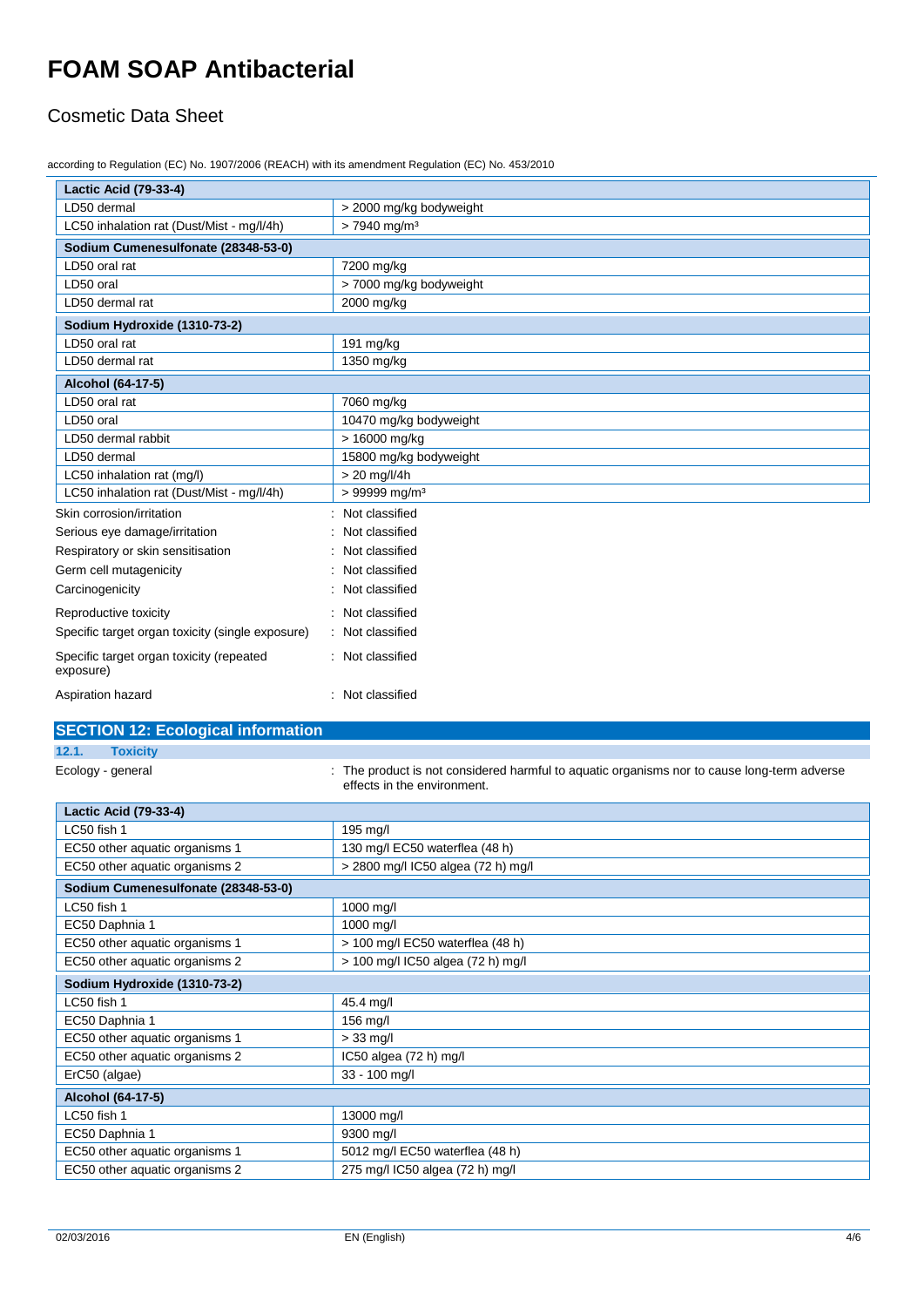| Lactic Acid (79-33-4) | |
|---|---|
| LD50 dermal | > 2000 mg/kg bodyweight |
| LC50 inhalation rat (Dust/Mist - mg/l/4h) | > 7940 mg/m³ |

| Sodium Cumenesulfonate (28348-53-0) | |
|---|---|
| LD50 oral rat | 7200 mg/kg |
| LD50 oral | > 7000 mg/kg bodyweight |
| LD50 dermal rat | 2000 mg/kg |

| Sodium Hydroxide (1310-73-2) | |
|---|---|
| LD50 oral rat | 191 mg/kg |
| LD50 dermal rat | 1350 mg/kg |

| Alcohol (64-17-5) | |
|---|---|
| LD50 oral rat | 7060 mg/kg |
| LD50 oral | 10470 mg/kg bodyweight |
| LD50 dermal rabbit | > 16000 mg/kg |
| LD50 dermal | 15800 mg/kg bodyweight |
| LC50 inhalation rat (mg/l) | > 20 mg/l/4h |
| LC50 inhalation rat (Dust/Mist - mg/l/4h) | > 99999 mg/m³ |

Skin corrosion/irritation : Not classified

Serious eye damage/irritation : Not classified

Respiratory or skin sensitisation : Not classified

Germ cell mutagenicity : Not classified

Carcinogenicity : Not classified

Reproductive toxicity : Not classified

Specific target organ toxicity (single exposure) : Not classified

Specific target organ toxicity (repeated exposure) : Not classified

Aspiration hazard : Not classified

## SECTION 12: Ecological information

### 12.1. Toxicity

Ecology - general : The product is not considered harmful to aquatic organisms nor to cause long-term adverse effects in the environment.

| Lactic Acid (79-33-4) | |
|---|---|
| LC50 fish 1 | 195 mg/l |
| EC50 other aquatic organisms 1 | 130 mg/l EC50 waterflea (48 h) |
| EC50 other aquatic organisms 2 | > 2800 mg/l IC50 algea (72 h) mg/l |

| Sodium Cumenesulfonate (28348-53-0) | |
|---|---|
| LC50 fish 1 | 1000 mg/l |
| EC50 Daphnia 1 | 1000 mg/l |
| EC50 other aquatic organisms 1 | > 100 mg/l EC50 waterflea (48 h) |
| EC50 other aquatic organisms 2 | > 100 mg/l IC50 algea (72 h) mg/l |

| Sodium Hydroxide (1310-73-2) | |
|---|---|
| LC50 fish 1 | 45.4 mg/l |
| EC50 Daphnia 1 | 156 mg/l |
| EC50 other aquatic organisms 1 | > 33 mg/l |
| EC50 other aquatic organisms 2 | IC50 algea (72 h) mg/l |
| ErC50 (algae) | 33 - 100 mg/l |

| Alcohol (64-17-5) | |
|---|---|
| LC50 fish 1 | 13000 mg/l |
| EC50 Daphnia 1 | 9300 mg/l |
| EC50 other aquatic organisms 1 | 5012 mg/l EC50 waterflea (48 h) |
| EC50 other aquatic organisms 2 | 275 mg/l IC50 algea (72 h) mg/l |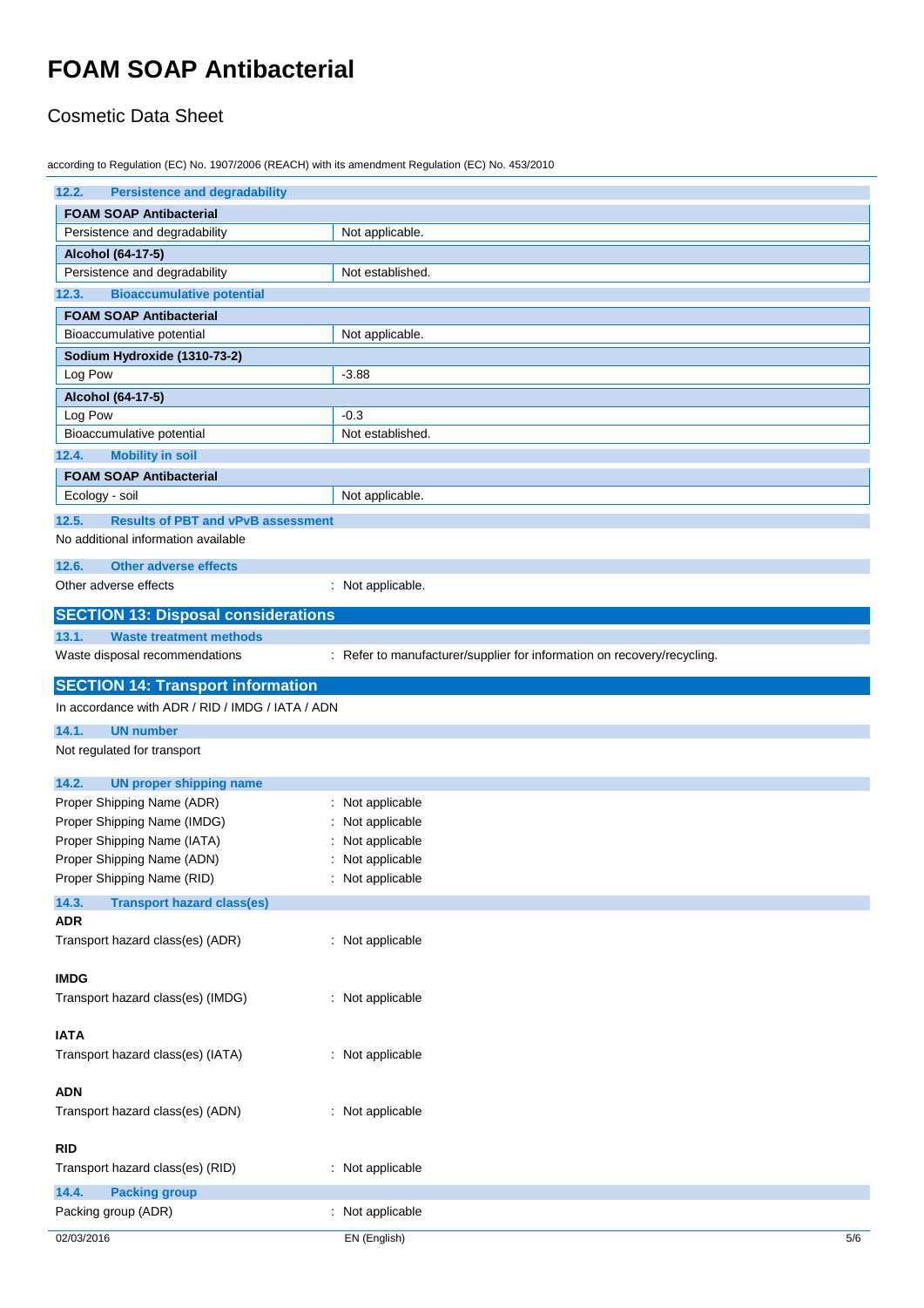### 12.2. Persistence and degradability

| FOAM SOAP Antibacterial | |
|---|---|
| Persistence and degradability | Not applicable. |
| **Alcohol (64-17-5)** | |
| Persistence and degradability | Not established. |

### 12.3. Bioaccumulative potential

| FOAM SOAP Antibacterial | |
|---|---|
| Bioaccumulative potential | Not applicable. |
| **Sodium Hydroxide (1310-73-2)** | |
| Log Pow | -3.88 |
| **Alcohol (64-17-5)** | |
| Log Pow | -0.3 |
| Bioaccumulative potential | Not established. |

### 12.4. Mobility in soil

| FOAM SOAP Antibacterial | |
|---|---|
| Ecology - soil | Not applicable. |

### 12.5. Results of PBT and vPvB assessment

No additional information available

### 12.6. Other adverse effects

Other adverse effects : Not applicable.

## SECTION 13: Disposal considerations

### 13.1. Waste treatment methods

Waste disposal recommendations : Refer to manufacturer/supplier for information on recovery/recycling.

## SECTION 14: Transport information

In accordance with ADR / RID / IMDG / IATA / ADN

### 14.1. UN number

Not regulated for transport

### 14.2. UN proper shipping name

Proper Shipping Name (ADR) : Not applicable
Proper Shipping Name (IMDG) : Not applicable
Proper Shipping Name (IATA) : Not applicable
Proper Shipping Name (ADN) : Not applicable
Proper Shipping Name (RID) : Not applicable

### 14.3. Transport hazard class(es)

**ADR**

Transport hazard class(es) (ADR) : Not applicable

**IMDG**

Transport hazard class(es) (IMDG) : Not applicable

**IATA**

Transport hazard class(es) (IATA) : Not applicable

**ADN**

Transport hazard class(es) (ADN) : Not applicable

**RID**

Transport hazard class(es) (RID) : Not applicable

### 14.4. Packing group

Packing group (ADR) : Not applicable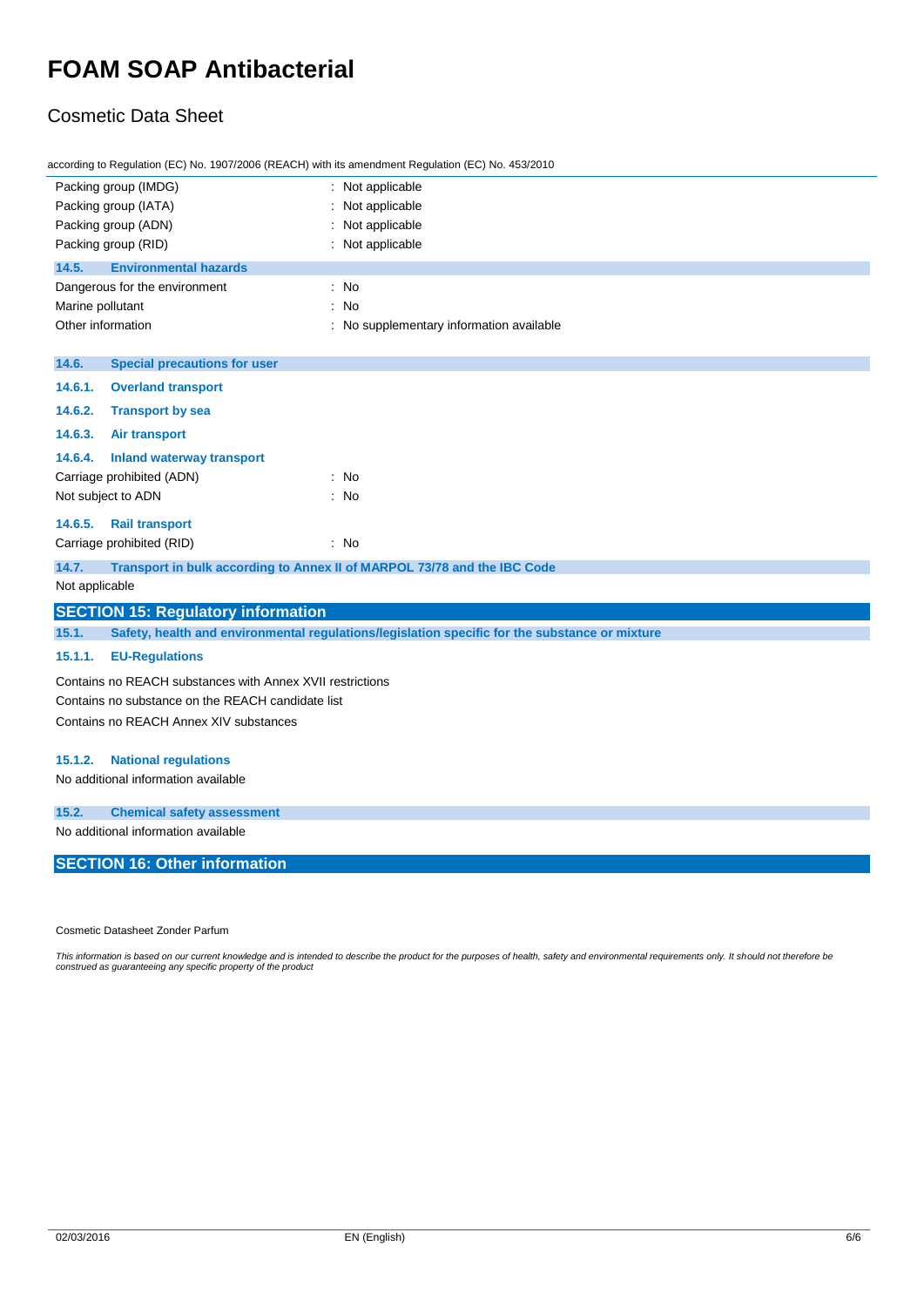| | |
|---|---|
| Packing group (IMDG) | : Not applicable |
| Packing group (IATA) | : Not applicable |
| Packing group (ADN) | : Not applicable |
| Packing group (RID) | : Not applicable |

### 14.5. Environmental hazards

| | |
|---|---|
| Dangerous for the environment | : No |
| Marine pollutant | : No |
| Other information | : No supplementary information available |

### 14.6. Special precautions for user

#### 14.6.1. Overland transport

#### 14.6.2. Transport by sea

#### 14.6.3. Air transport

#### 14.6.4. Inland waterway transport

| | |
|---|---|
| Carriage prohibited (ADN) | : No |
| Not subject to ADN | : No |

#### 14.6.5. Rail transport

| | |
|---|---|
| Carriage prohibited (RID) | : No |

### 14.7. Transport in bulk according to Annex II of MARPOL 73/78 and the IBC Code

Not applicable

## SECTION 15: Regulatory information

### 15.1. Safety, health and environmental regulations/legislation specific for the substance or mixture

#### 15.1.1. EU-Regulations

Contains no REACH substances with Annex XVII restrictions

Contains no substance on the REACH candidate list

Contains no REACH Annex XIV substances

#### 15.1.2. National regulations

No additional information available

### 15.2. Chemical safety assessment

No additional information available

## SECTION 16: Other information

Cosmetic Datasheet Zonder Parfum

*This information is based on our current knowledge and is intended to describe the product for the purposes of health, safety and environmental requirements only. It should not therefore be construed as guaranteeing any specific property of the product*